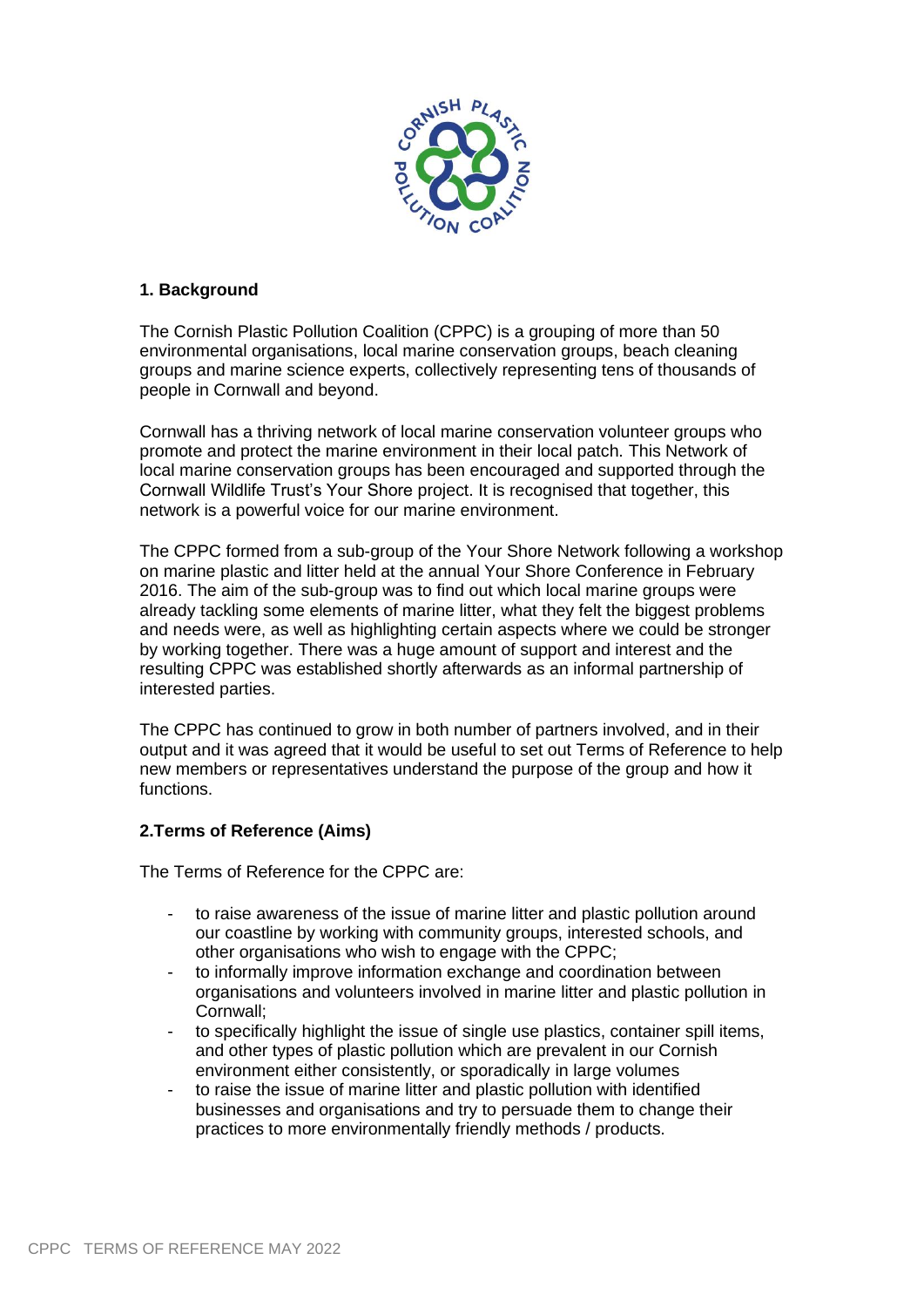## 1. Background

The Cornish Plastic Pollution Coalition (CPPC) is a grouping of more than 50 environmental organisations, local marine conservation groups, beach cleaning groups and marine science experts, collectively representing tens of thousands of people in Cornwall and beyond.

Cornwall has a thriving network of local marine conservation volunteer groups who promote and protect the marine environment in their local patch. This Network of local marine conservation groups has been encouraged and supported through the Cornwall Wildlife Trust's Your Shore project. It is recognised that together, this network is a powerful voice for our marine environment.

The CPPC formed from a sub-group of the Your Shore Network following a workshop on marine plastic and litter held at the annual Your Shore Conference in February 2016. The aim of the sub-group was to find out which local marine groups were already tackling some elements of marine litter, what they felt the biggest problems and needs were, as well as highlighting certain aspects where we could be stronger by working together. There was a huge amount of support and interest and the resulting CPPC was established shortly afterwards as an informal partnership of interested parties.

The CPPC has continued to grow in both number of partners involved, and in their output and it was agreed that it would be useful to set out Terms of Reference to help new members or representatives understand the purpose of the group and how it functions.

## 2.Terms of Reference (Aims)

The Terms of Reference for the CPPC are:

- to raise awareness of the issue of marine litter and plastic pollution around our coastline by working with community groups, interested schools, and other organisations who wish to engage with the CPPC;
- to informally improve information exchange and coordination between organisations and volunteers involved in marine litter and plastic pollution in Cornwall;
- to specifically highlight the issue of single use plastics, container spill items, and other types of plastic pollution which are prevalent in our Cornish environment either consistently, or sporadically in large volumes
- to raise the issue of marine litter and plastic pollution with identified businesses and organisations and try to persuade them to change their practices to more environmentally friendly methods / products.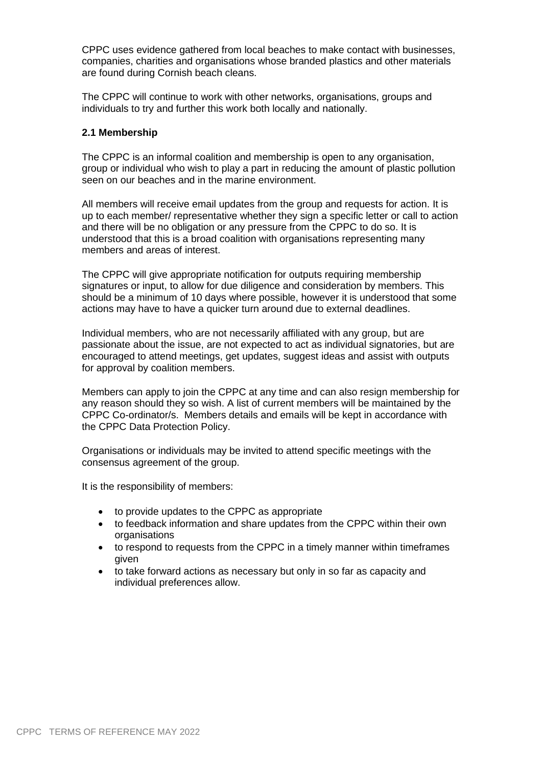CPPC uses evidence gathered from local beaches to make contact with businesses, companies, charities and organisations whose branded plastics and other materials are found during Cornish beach cleans.

The CPPC will continue to work with other networks, organisations, groups and individuals to try and further this work both locally and nationally.

### 2.1 Membership

The CPPC is an informal coalition and membership is open to any organisation, group or individual who wish to play a part in reducing the amount of plastic pollution seen on our beaches and in the marine environment.

All members will receive email updates from the group and requests for action. It is up to each member/ representative whether they sign a specific letter or call to action and there will be no obligation or any pressure from the CPPC to do so. It is understood that this is a broad coalition with organisations representing many members and areas of interest.

The CPPC will give appropriate notification for outputs requiring membership signatures or input, to allow for due diligence and consideration by members. This should be a minimum of 10 days where possible, however it is understood that some actions may have to have a quicker turn around due to external deadlines.

Individual members, who are not necessarily affiliated with any group, but are passionate about the issue, are not expected to act as individual signatories, but are encouraged to attend meetings, get updates, suggest ideas and assist with outputs for approval by coalition members.

Members can apply to join the CPPC at any time and can also resign membership for any reason should they so wish. A list of current members will be maintained by the CPPC Co-ordinator/s. Members details and emails will be kept in accordance with the CPPC Data Protection Policy.

Organisations or individuals may be invited to attend specific meetings with the consensus agreement of the group.

It is the responsibility of members:

- to provide updates to the CPPC as appropriate
- to feedback information and share updates from the CPPC within their own organisations
- to respond to requests from the CPPC in a timely manner within timeframes given
- to take forward actions as necessary but only in so far as capacity and individual preferences allow.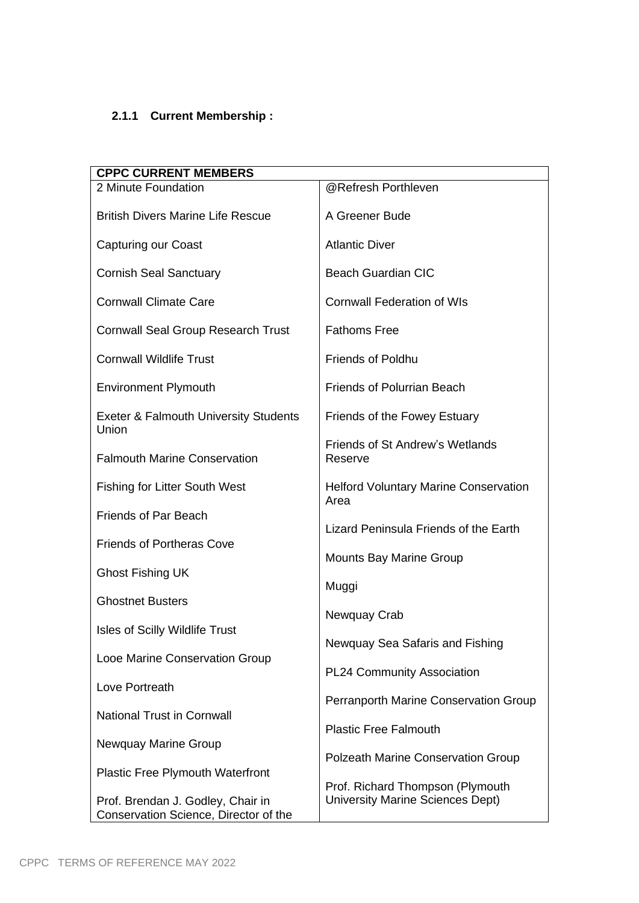### 2.1.1 Current Membership :

| CPPC CURRENT MEMBERS | |
|---|---|
| 2 Minute Foundation | @Refresh Porthleven |
| British Divers Marine Life Rescue | A Greener Bude |
| Capturing our Coast | Atlantic Diver |
| Cornish Seal Sanctuary | Beach Guardian CIC |
| Cornwall Climate Care | Cornwall Federation of WIs |
| Cornwall Seal Group Research Trust | Fathoms Free |
| Cornwall Wildlife Trust | Friends of Poldhu |
| Environment Plymouth | Friends of Polurrian Beach |
| Exeter & Falmouth University Students Union | Friends of the Fowey Estuary |
| Falmouth Marine Conservation | Friends of St Andrew's Wetlands Reserve |
| Fishing for Litter South West | Helford Voluntary Marine Conservation Area |
| Friends of Par Beach | Lizard Peninsula Friends of the Earth |
| Friends of Portheras Cove | Mounts Bay Marine Group |
| Ghost Fishing UK | Muggi |
| Ghostnet Busters | Newquay Crab |
| Isles of Scilly Wildlife Trust | Newquay Sea Safaris and Fishing |
| Looe Marine Conservation Group | PL24 Community Association |
| Love Portreath | Perranporth Marine Conservation Group |
| National Trust in Cornwall | Plastic Free Falmouth |
| Newquay Marine Group | Polzeath Marine Conservation Group |
| Plastic Free Plymouth Waterfront | Prof. Richard Thompson (Plymouth University Marine Sciences Dept) |
| Prof. Brendan J. Godley, Chair in Conservation Science, Director of the | |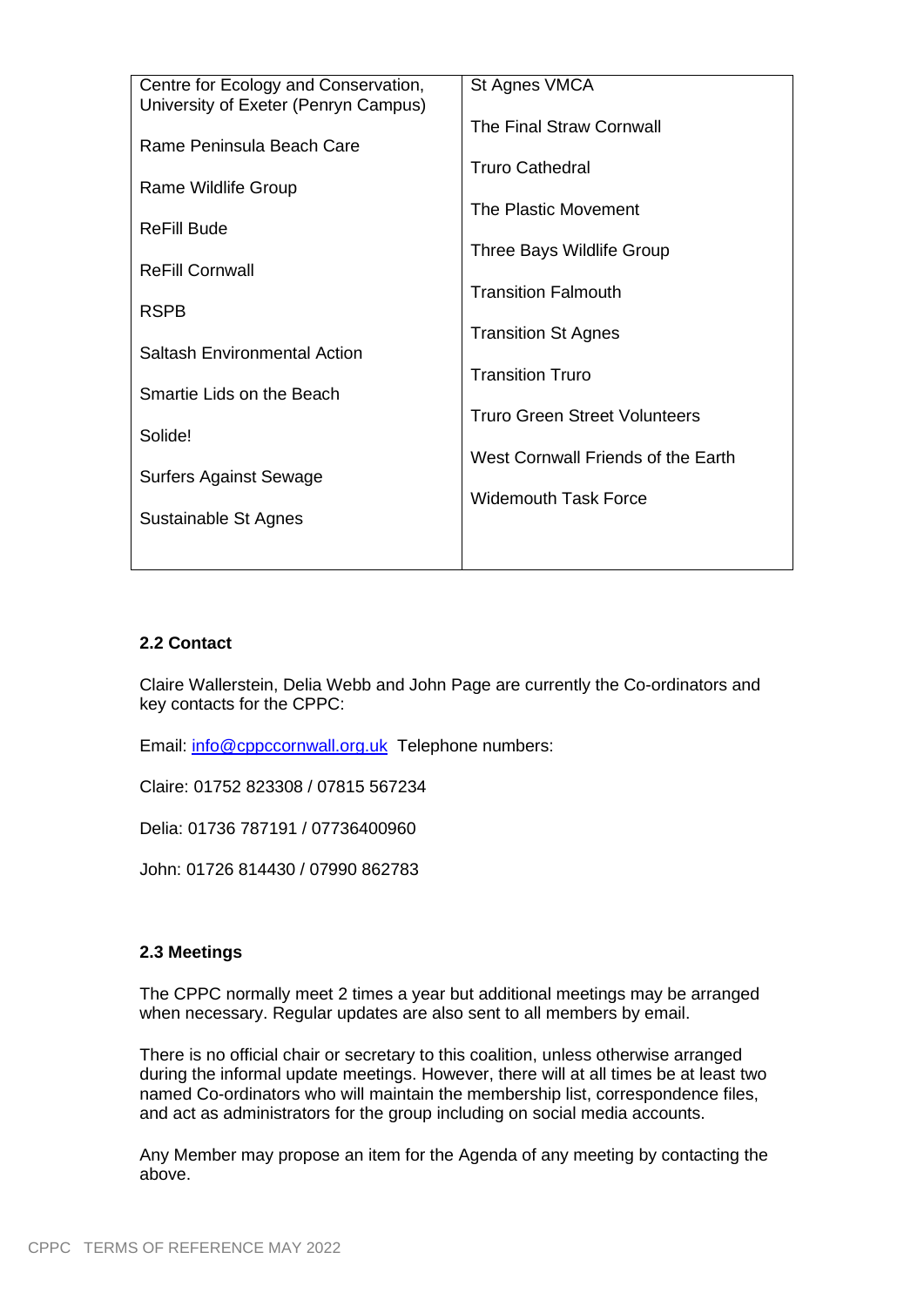| | |
|---|---|
| Centre for Ecology and Conservation, University of Exeter (Penryn Campus)<br><br>Rame Peninsula Beach Care<br><br>Rame Wildlife Group<br><br>ReFill Bude<br><br>ReFill Cornwall<br><br>RSPB<br><br>Saltash Environmental Action<br><br>Smartie Lids on the Beach<br><br>Solide!<br><br>Surfers Against Sewage<br><br>Sustainable St Agnes | St Agnes VMCA<br><br>The Final Straw Cornwall<br><br>Truro Cathedral<br><br>The Plastic Movement<br><br>Three Bays Wildlife Group<br><br>Transition Falmouth<br><br>Transition St Agnes<br><br>Transition Truro<br><br>Truro Green Street Volunteers<br><br>West Cornwall Friends of the Earth<br><br>Widemouth Task Force |

### 2.2 Contact

Claire Wallerstein, Delia Webb and John Page are currently the Co-ordinators and key contacts for the CPPC:

Email: [info@cppccornwall.org.uk](mailto:info@cppccornwall.org.uk) Telephone numbers:

Claire: 01752 823308 / 07815 567234

Delia: 01736 787191 / 07736400960

John: 01726 814430 / 07990 862783

### 2.3 Meetings

The CPPC normally meet 2 times a year but additional meetings may be arranged when necessary. Regular updates are also sent to all members by email.

There is no official chair or secretary to this coalition, unless otherwise arranged during the informal update meetings. However, there will at all times be at least two named Co-ordinators who will maintain the membership list, correspondence files, and act as administrators for the group including on social media accounts.

Any Member may propose an item for the Agenda of any meeting by contacting the above.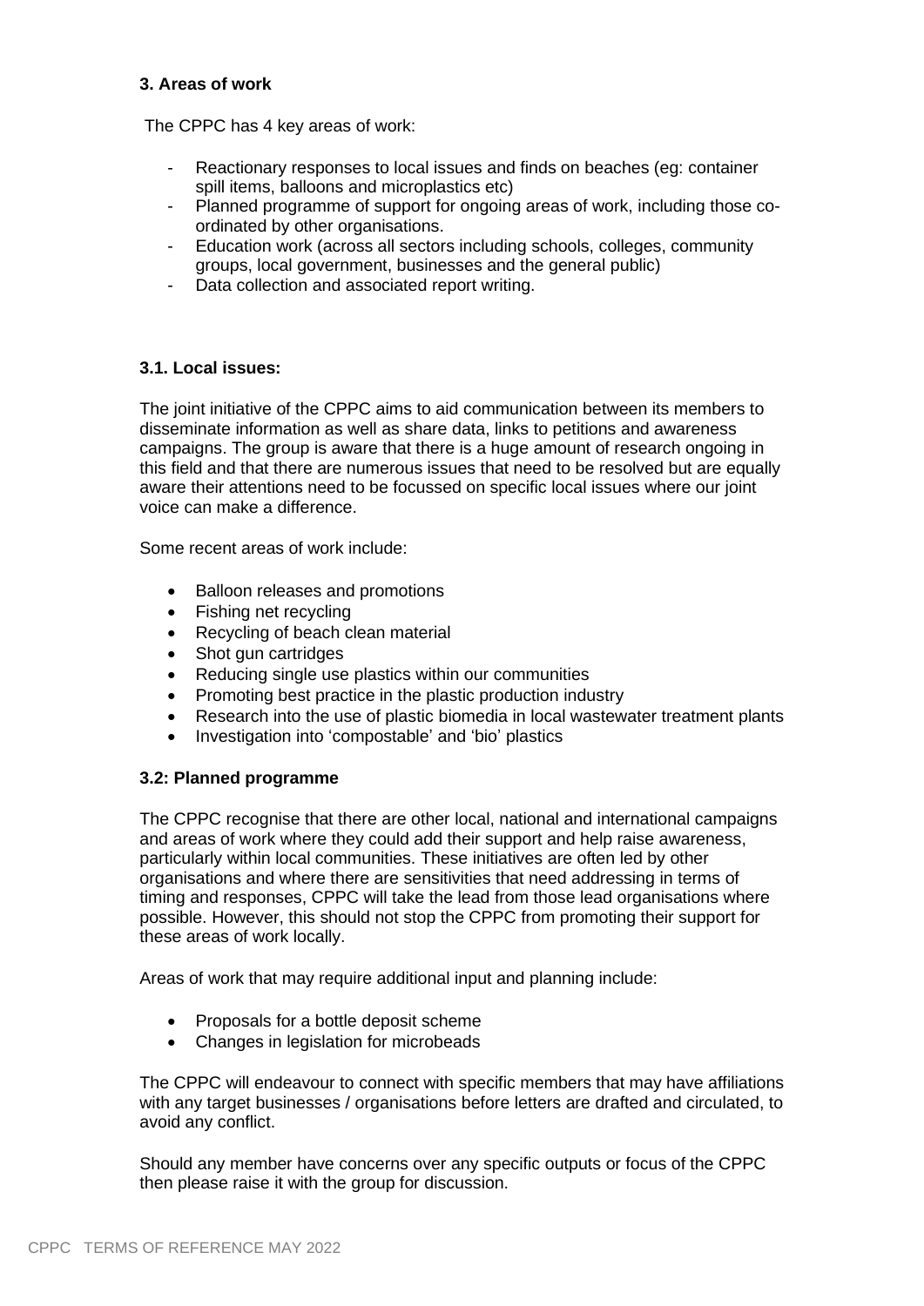### 3. Areas of work

The CPPC has 4 key areas of work:

- Reactionary responses to local issues and finds on beaches (eg: container spill items, balloons and microplastics etc)
- Planned programme of support for ongoing areas of work, including those co-ordinated by other organisations.
- Education work (across all sectors including schools, colleges, community groups, local government, businesses and the general public)
- Data collection and associated report writing.

### 3.1. Local issues:

The joint initiative of the CPPC aims to aid communication between its members to disseminate information as well as share data, links to petitions and awareness campaigns. The group is aware that there is a huge amount of research ongoing in this field and that there are numerous issues that need to be resolved but are equally aware their attentions need to be focussed on specific local issues where our joint voice can make a difference.

Some recent areas of work include:

- Balloon releases and promotions
- Fishing net recycling
- Recycling of beach clean material
- Shot gun cartridges
- Reducing single use plastics within our communities
- Promoting best practice in the plastic production industry
- Research into the use of plastic biomedia in local wastewater treatment plants
- Investigation into 'compostable' and 'bio' plastics

### 3.2: Planned programme

The CPPC recognise that there are other local, national and international campaigns and areas of work where they could add their support and help raise awareness, particularly within local communities. These initiatives are often led by other organisations and where there are sensitivities that need addressing in terms of timing and responses, CPPC will take the lead from those lead organisations where possible. However, this should not stop the CPPC from promoting their support for these areas of work locally.

Areas of work that may require additional input and planning include:

- Proposals for a bottle deposit scheme
- Changes in legislation for microbeads

The CPPC will endeavour to connect with specific members that may have affiliations with any target businesses / organisations before letters are drafted and circulated, to avoid any conflict.

Should any member have concerns over any specific outputs or focus of the CPPC then please raise it with the group for discussion.